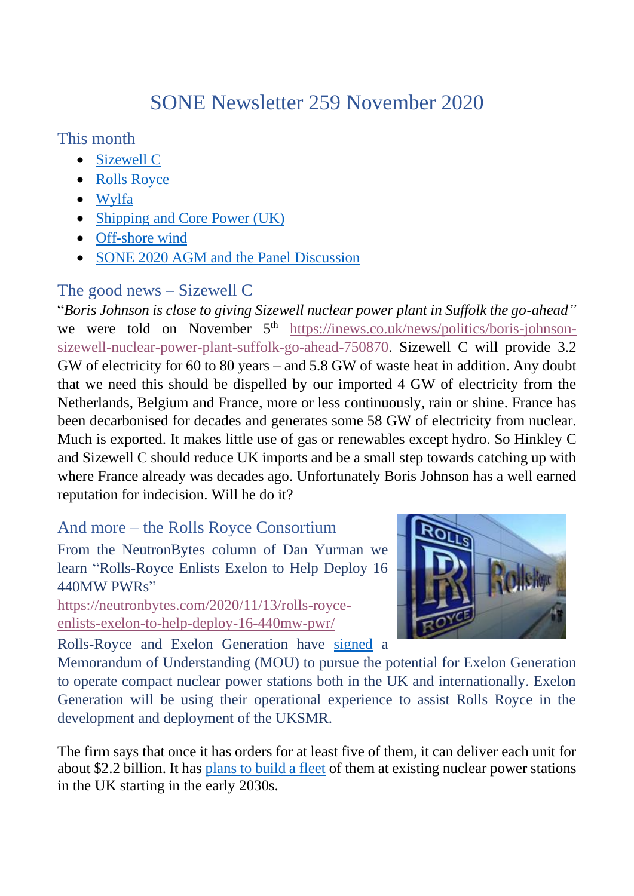# SONE Newsletter 259 November 2020

## This month

- Sizewell C
- Rolls Royce
- Wylfa
- Shipping and Core Power (UK)
- Off-shore wind
- SONE 2020 AGM and the Panel Discussion

## The good news – Sizewell C

"*Boris Johnson is close to giving Sizewell nuclear power plant in Suffolk the go-ahead*" we were told on November 5th https://inews.co.uk/news/politics/boris-johnson-sizewell-nuclear-power-plant-suffolk-go-ahead-750870. Sizewell C will provide 3.2 GW of electricity for 60 to 80 years – and 5.8 GW of waste heat in addition. Any doubt that we need this should be dispelled by our imported 4 GW of electricity from the Netherlands, Belgium and France, more or less continuously, rain or shine. France has been decarbonised for decades and generates some 58 GW of electricity from nuclear. Much is exported. It makes little use of gas or renewables except hydro. So Hinkley C and Sizewell C should reduce UK imports and be a small step towards catching up with where France already was decades ago. Unfortunately Boris Johnson has a well earned reputation for indecision. Will he do it?

## And more – the Rolls Royce Consortium

From the NeutronBytes column of Dan Yurman we learn "Rolls-Royce Enlists Exelon to Help Deploy 16 440MW PWRs"
https://neutronbytes.com/2020/11/13/rolls-royce-enlists-exelon-to-help-deploy-16-440mw-pwr/

Rolls-Royce and Exelon Generation have signed a Memorandum of Understanding (MOU) to pursue the potential for Exelon Generation to operate compact nuclear power stations both in the UK and internationally. Exelon Generation will be using their operational experience to assist Rolls Royce in the development and deployment of the UKSMR.

The firm says that once it has orders for at least five of them, it can deliver each unit for about $2.2 billion. It has plans to build a fleet of them at existing nuclear power stations in the UK starting in the early 2030s.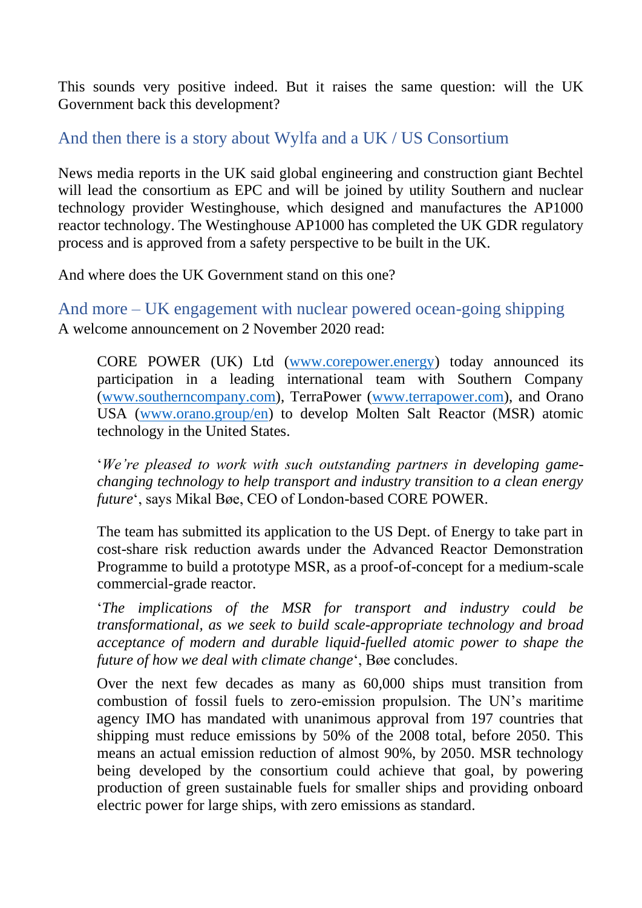This sounds very positive indeed. But it raises the same question: will the UK Government back this development?

## And then there is a story about Wylfa and a UK / US Consortium

News media reports in the UK said global engineering and construction giant Bechtel will lead the consortium as EPC and will be joined by utility Southern and nuclear technology provider Westinghouse, which designed and manufactures the AP1000 reactor technology. The Westinghouse AP1000 has completed the UK GDR regulatory process and is approved from a safety perspective to be built in the UK.

And where does the UK Government stand on this one?

## And more – UK engagement with nuclear powered ocean-going shipping

A welcome announcement on 2 November 2020 read:

> CORE POWER (UK) Ltd (www.corepower.energy) today announced its participation in a leading international team with Southern Company (www.southerncompany.com), TerraPower (www.terrapower.com), and Orano USA (www.orano.group/en) to develop Molten Salt Reactor (MSR) atomic technology in the United States.
>
> '*We're pleased to work with such outstanding partners in developing game-changing technology to help transport and industry transition to a clean energy future*', says Mikal Bøe, CEO of London-based CORE POWER.
>
> The team has submitted its application to the US Dept. of Energy to take part in cost-share risk reduction awards under the Advanced Reactor Demonstration Programme to build a prototype MSR, as a proof-of-concept for a medium-scale commercial-grade reactor.
>
> '*The implications of the MSR for transport and industry could be transformational, as we seek to build scale-appropriate technology and broad acceptance of modern and durable liquid-fuelled atomic power to shape the future of how we deal with climate change*', Bøe concludes.
>
> Over the next few decades as many as 60,000 ships must transition from combustion of fossil fuels to zero-emission propulsion. The UN's maritime agency IMO has mandated with unanimous approval from 197 countries that shipping must reduce emissions by 50% of the 2008 total, before 2050. This means an actual emission reduction of almost 90%, by 2050. MSR technology being developed by the consortium could achieve that goal, by powering production of green sustainable fuels for smaller ships and providing onboard electric power for large ships, with zero emissions as standard.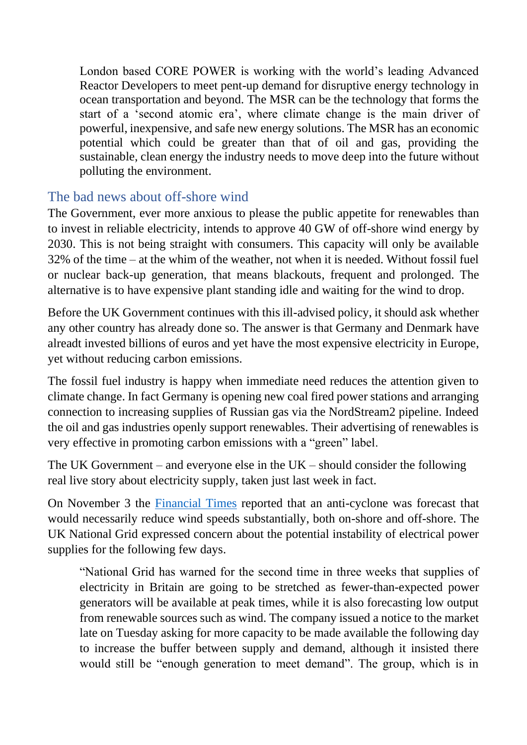> London based CORE POWER is working with the world's leading Advanced Reactor Developers to meet pent-up demand for disruptive energy technology in ocean transportation and beyond. The MSR can be the technology that forms the start of a 'second atomic era', where climate change is the main driver of powerful, inexpensive, and safe new energy solutions. The MSR has an economic potential which could be greater than that of oil and gas, providing the sustainable, clean energy the industry needs to move deep into the future without polluting the environment.

## The bad news about off-shore wind

The Government, ever more anxious to please the public appetite for renewables than to invest in reliable electricity, intends to approve 40 GW of off-shore wind energy by 2030. This is not being straight with consumers. This capacity will only be available 32% of the time – at the whim of the weather, not when it is needed. Without fossil fuel or nuclear back-up generation, that means blackouts, frequent and prolonged. The alternative is to have expensive plant standing idle and waiting for the wind to drop.

Before the UK Government continues with this ill-advised policy, it should ask whether any other country has already done so. The answer is that Germany and Denmark have alreadt invested billions of euros and yet have the most expensive electricity in Europe, yet without reducing carbon emissions.

The fossil fuel industry is happy when immediate need reduces the attention given to climate change. In fact Germany is opening new coal fired power stations and arranging connection to increasing supplies of Russian gas via the NordStream2 pipeline. Indeed the oil and gas industries openly support renewables. Their advertising of renewables is very effective in promoting carbon emissions with a "green" label.

The UK Government – and everyone else in the UK – should consider the following real live story about electricity supply, taken just last week in fact.

On November 3 the Financial Times reported that an anti-cyclone was forecast that would necessarily reduce wind speeds substantially, both on-shore and off-shore. The UK National Grid expressed concern about the potential instability of electrical power supplies for the following few days.

> "National Grid has warned for the second time in three weeks that supplies of electricity in Britain are going to be stretched as fewer-than-expected power generators will be available at peak times, while it is also forecasting low output from renewable sources such as wind. The company issued a notice to the market late on Tuesday asking for more capacity to be made available the following day to increase the buffer between supply and demand, although it insisted there would still be "enough generation to meet demand". The group, which is in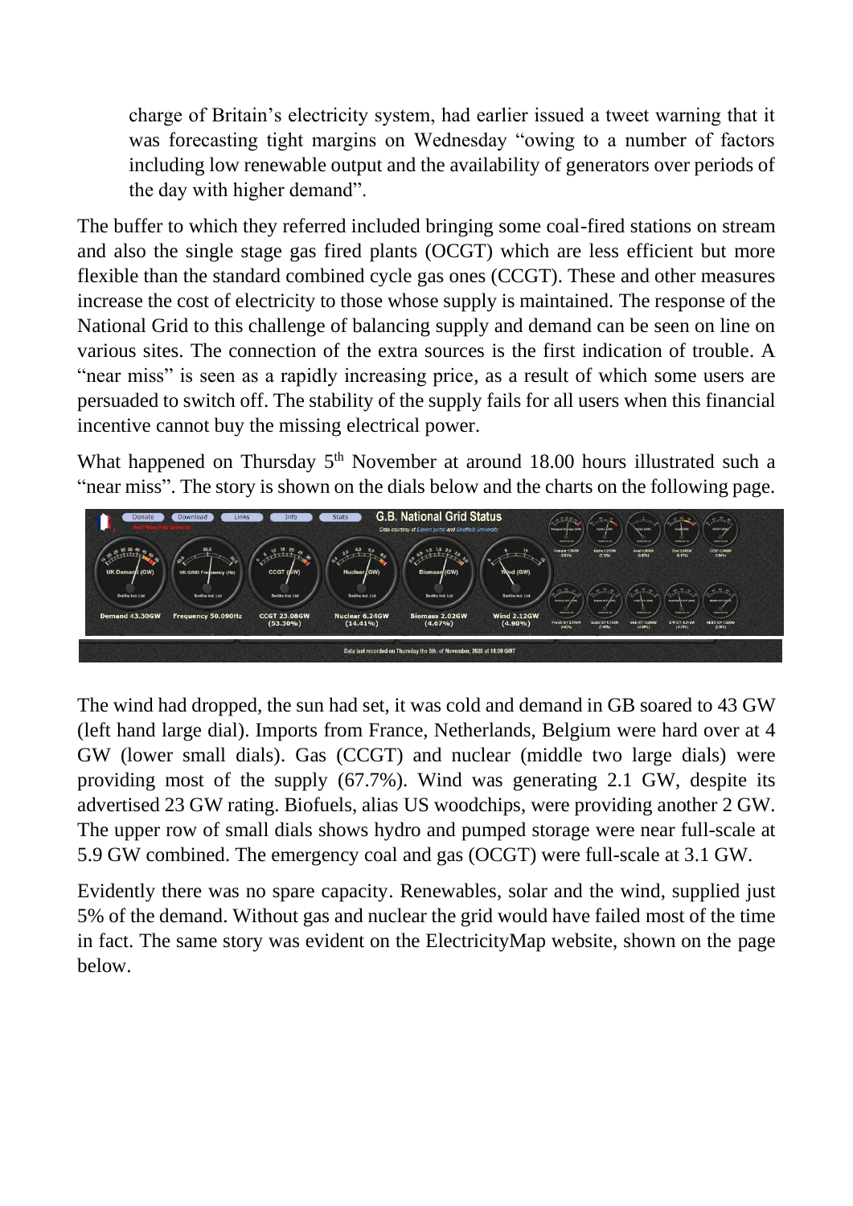charge of Britain's electricity system, had earlier issued a tweet warning that it was forecasting tight margins on Wednesday "owing to a number of factors including low renewable output and the availability of generators over periods of the day with higher demand".

The buffer to which they referred included bringing some coal-fired stations on stream and also the single stage gas fired plants (OCGT) which are less efficient but more flexible than the standard combined cycle gas ones (CCGT). These and other measures increase the cost of electricity to those whose supply is maintained. The response of the National Grid to this challenge of balancing supply and demand can be seen on line on various sites. The connection of the extra sources is the first indication of trouble. A "near miss" is seen as a rapidly increasing price, as a result of which some users are persuaded to switch off. The stability of the supply fails for all users when this financial incentive cannot buy the missing electrical power.

What happened on Thursday 5th November at around 18.00 hours illustrated such a "near miss". The story is shown on the dials below and the charts on the following page.

The wind had dropped, the sun had set, it was cold and demand in GB soared to 43 GW (left hand large dial). Imports from France, Netherlands, Belgium were hard over at 4 GW (lower small dials). Gas (CCGT) and nuclear (middle two large dials) were providing most of the supply (67.7%). Wind was generating 2.1 GW, despite its advertised 23 GW rating. Biofuels, alias US woodchips, were providing another 2 GW. The upper row of small dials shows hydro and pumped storage were near full-scale at 5.9 GW combined. The emergency coal and gas (OCGT) were full-scale at 3.1 GW.

Evidently there was no spare capacity. Renewables, solar and the wind, supplied just 5% of the demand. Without gas and nuclear the grid would have failed most of the time in fact. The same story was evident on the ElectricityMap website, shown on the page below.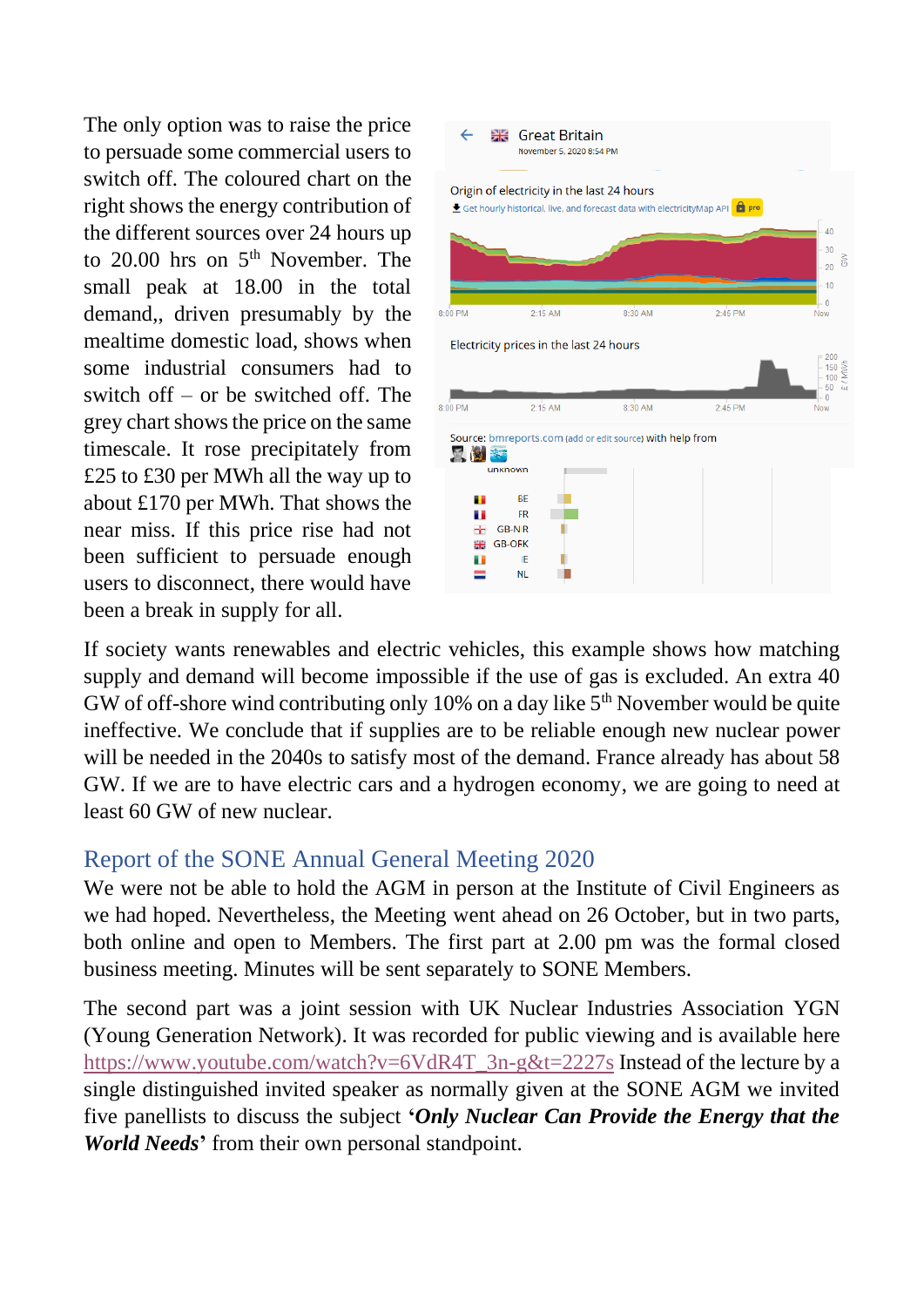The only option was to raise the price to persuade some commercial users to switch off. The coloured chart on the right shows the energy contribution of the different sources over 24 hours up to 20.00 hrs on 5th November. The small peak at 18.00 in the total demand,, driven presumably by the mealtime domestic load, shows when some industrial consumers had to switch off – or be switched off. The grey chart shows the price on the same timescale. It rose precipitately from £25 to £30 per MWh all the way up to about £170 per MWh. That shows the near miss. If this price rise had not been sufficient to persuade enough users to disconnect, there would have been a break in supply for all.

If society wants renewables and electric vehicles, this example shows how matching supply and demand will become impossible if the use of gas is excluded. An extra 40 GW of off-shore wind contributing only 10% on a day like 5th November would be quite ineffective. We conclude that if supplies are to be reliable enough new nuclear power will be needed in the 2040s to satisfy most of the demand. France already has about 58 GW. If we are to have electric cars and a hydrogen economy, we are going to need at least 60 GW of new nuclear.

## Report of the SONE Annual General Meeting 2020

We were not be able to hold the AGM in person at the Institute of Civil Engineers as we had hoped. Nevertheless, the Meeting went ahead on 26 October, but in two parts, both online and open to Members. The first part at 2.00 pm was the formal closed business meeting. Minutes will be sent separately to SONE Members.

The second part was a joint session with UK Nuclear Industries Association YGN (Young Generation Network). It was recorded for public viewing and is available here https://www.youtube.com/watch?v=6VdR4T_3n-g&t=2227s Instead of the lecture by a single distinguished invited speaker as normally given at the SONE AGM we invited five panellists to discuss the subject **'*Only Nuclear Can Provide the Energy that the World Needs*'** from their own personal standpoint.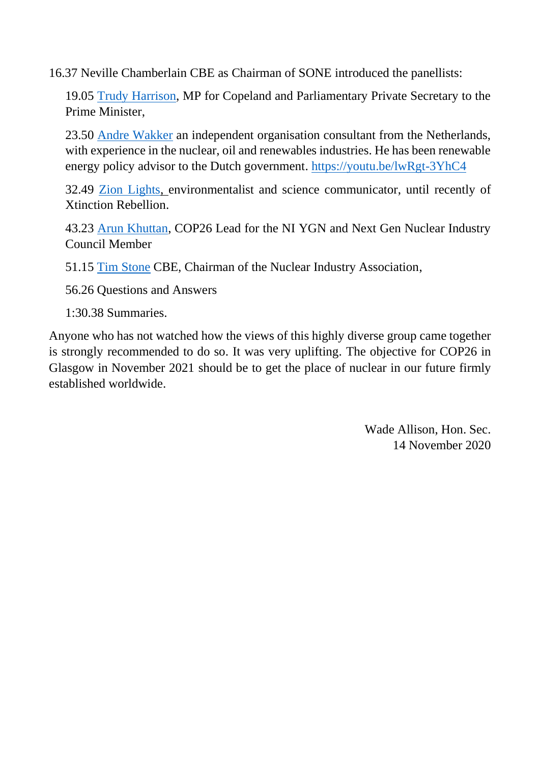16.37 Neville Chamberlain CBE as Chairman of SONE introduced the panellists:

19.05 Trudy Harrison, MP for Copeland and Parliamentary Private Secretary to the Prime Minister,

23.50 Andre Wakker an independent organisation consultant from the Netherlands, with experience in the nuclear, oil and renewables industries. He has been renewable energy policy advisor to the Dutch government. https://youtu.be/lwRgt-3YhC4

32.49 Zion Lights, environmentalist and science communicator, until recently of Xtinction Rebellion.

43.23 Arun Khuttan, COP26 Lead for the NI YGN and Next Gen Nuclear Industry Council Member

51.15 Tim Stone CBE, Chairman of the Nuclear Industry Association,

56.26 Questions and Answers

1:30.38 Summaries.

Anyone who has not watched how the views of this highly diverse group came together is strongly recommended to do so. It was very uplifting. The objective for COP26 in Glasgow in November 2021 should be to get the place of nuclear in our future firmly established worldwide.

Wade Allison, Hon. Sec.
14 November 2020